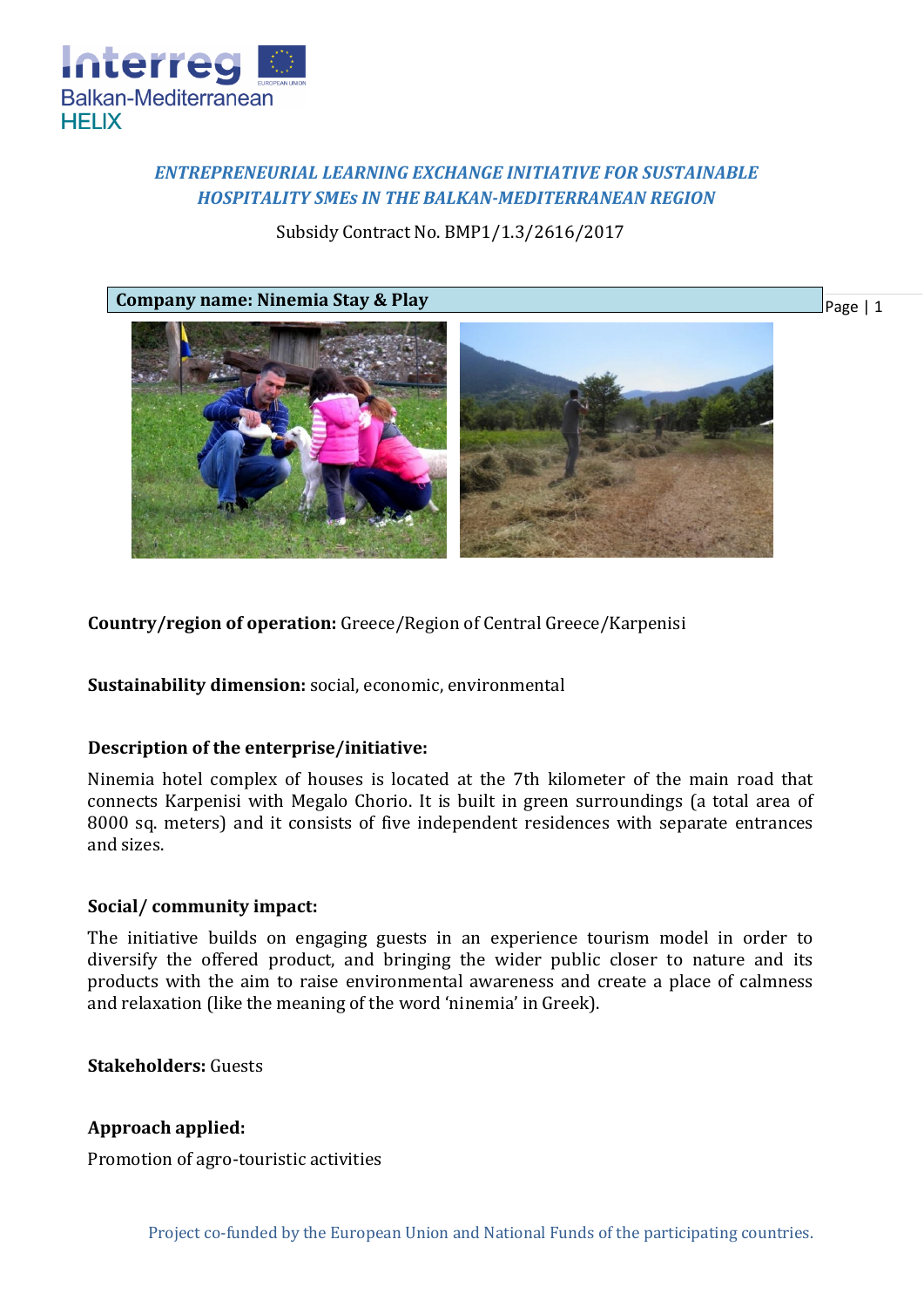## *ENTREPRENEURIAL LEARNING EXCHANGE INITIATIVE FOR SUSTAINABLE HOSPITALITY SMEs IN THE BALKAN-MEDITERRANEAN REGION*

Subsidy Contract No. BMP1/1.3/2616/2017

**Company name: Ninemia Stay & Play**

**Country/region of operation:** Greece/Region of Central Greece/Karpenisi

**Sustainability dimension:** social, economic, environmental

**Description of the enterprise/initiative:**

Ninemia hotel complex of houses is located at the 7th kilometer of the main road that connects Karpenisi with Megalo Chorio. It is built in green surroundings (a total area of 8000 sq. meters) and it consists of five independent residences with separate entrances and sizes.

**Social/ community impact:**

The initiative builds on engaging guests in an experience tourism model in order to diversify the offered product, and bringing the wider public closer to nature and its products with the aim to raise environmental awareness and create a place of calmness and relaxation (like the meaning of the word 'ninemia' in Greek).

**Stakeholders:** Guests

**Approach applied:**

Promotion of agro-touristic activities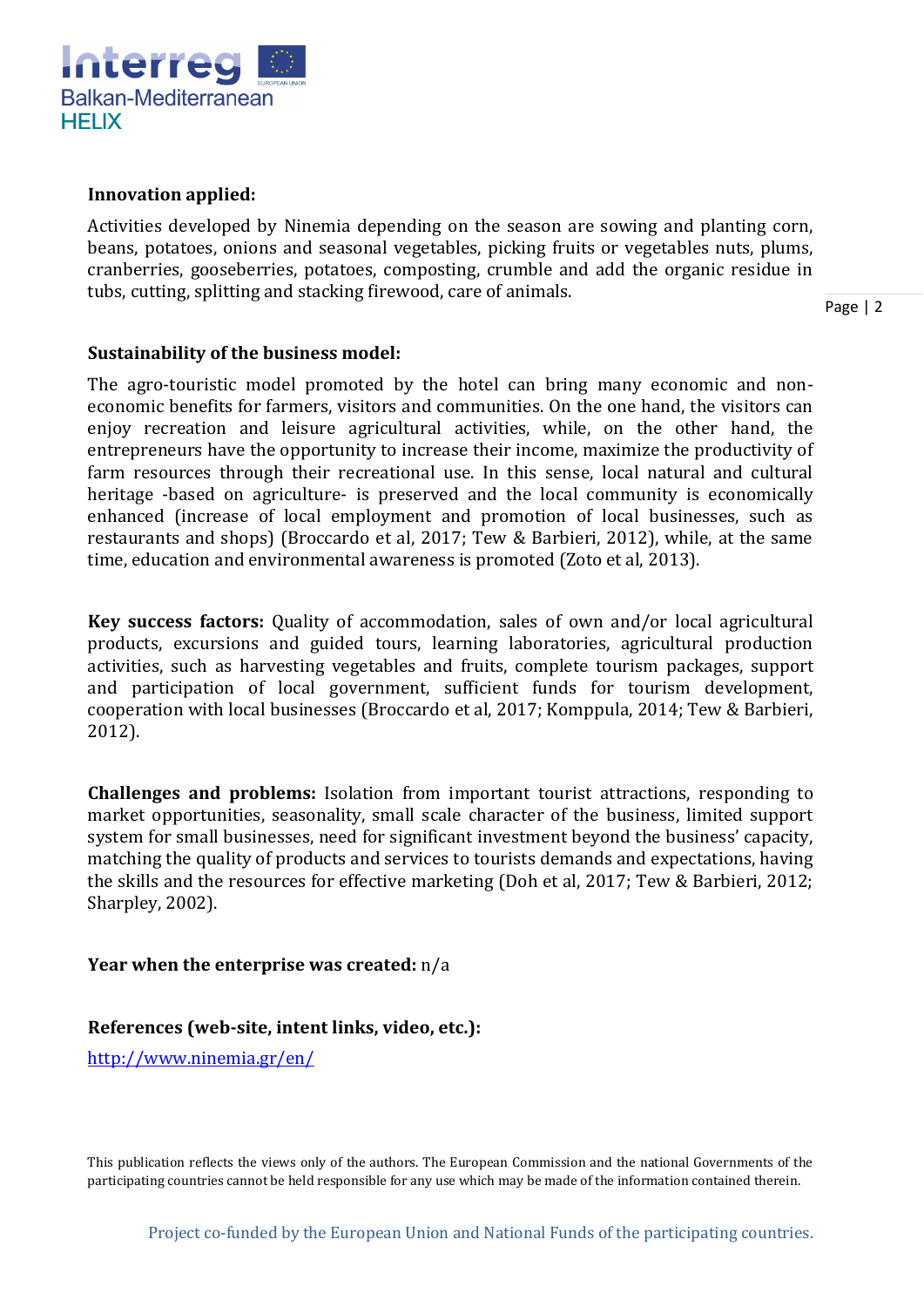**Innovation applied:**

Activities developed by Ninemia depending on the season are sowing and planting corn, beans, potatoes, onions and seasonal vegetables, picking fruits or vegetables nuts, plums, cranberries, gooseberries, potatoes, composting, crumble and add the organic residue in tubs, cutting, splitting and stacking firewood, care of animals.

**Sustainability of the business model:**

The agro-touristic model promoted by the hotel can bring many economic and non-economic benefits for farmers, visitors and communities. On the one hand, the visitors can enjoy recreation and leisure agricultural activities, while, on the other hand, the entrepreneurs have the opportunity to increase their income, maximize the productivity of farm resources through their recreational use. In this sense, local natural and cultural heritage -based on agriculture- is preserved and the local community is economically enhanced (increase of local employment and promotion of local businesses, such as restaurants and shops) (Broccardo et al, 2017; Tew & Barbieri, 2012), while, at the same time, education and environmental awareness is promoted (Zoto et al, 2013).

**Key success factors:** Quality of accommodation, sales of own and/or local agricultural products, excursions and guided tours, learning laboratories, agricultural production activities, such as harvesting vegetables and fruits, complete tourism packages, support and participation of local government, sufficient funds for tourism development, cooperation with local businesses (Broccardo et al, 2017; Komppula, 2014; Tew & Barbieri, 2012).

**Challenges and problems:** Isolation from important tourist attractions, responding to market opportunities, seasonality, small scale character of the business, limited support system for small businesses, need for significant investment beyond the business' capacity, matching the quality of products and services to tourists demands and expectations, having the skills and the resources for effective marketing (Doh et al, 2017; Tew & Barbieri, 2012; Sharpley, 2002).

**Year when the enterprise was created:** n/a

**References (web-site, intent links, video, etc.):**

http://www.ninemia.gr/en/

This publication reflects the views only of the authors. The European Commission and the national Governments of the participating countries cannot be held responsible for any use which may be made of the information contained therein.

Project co-funded by the European Union and National Funds of the participating countries.